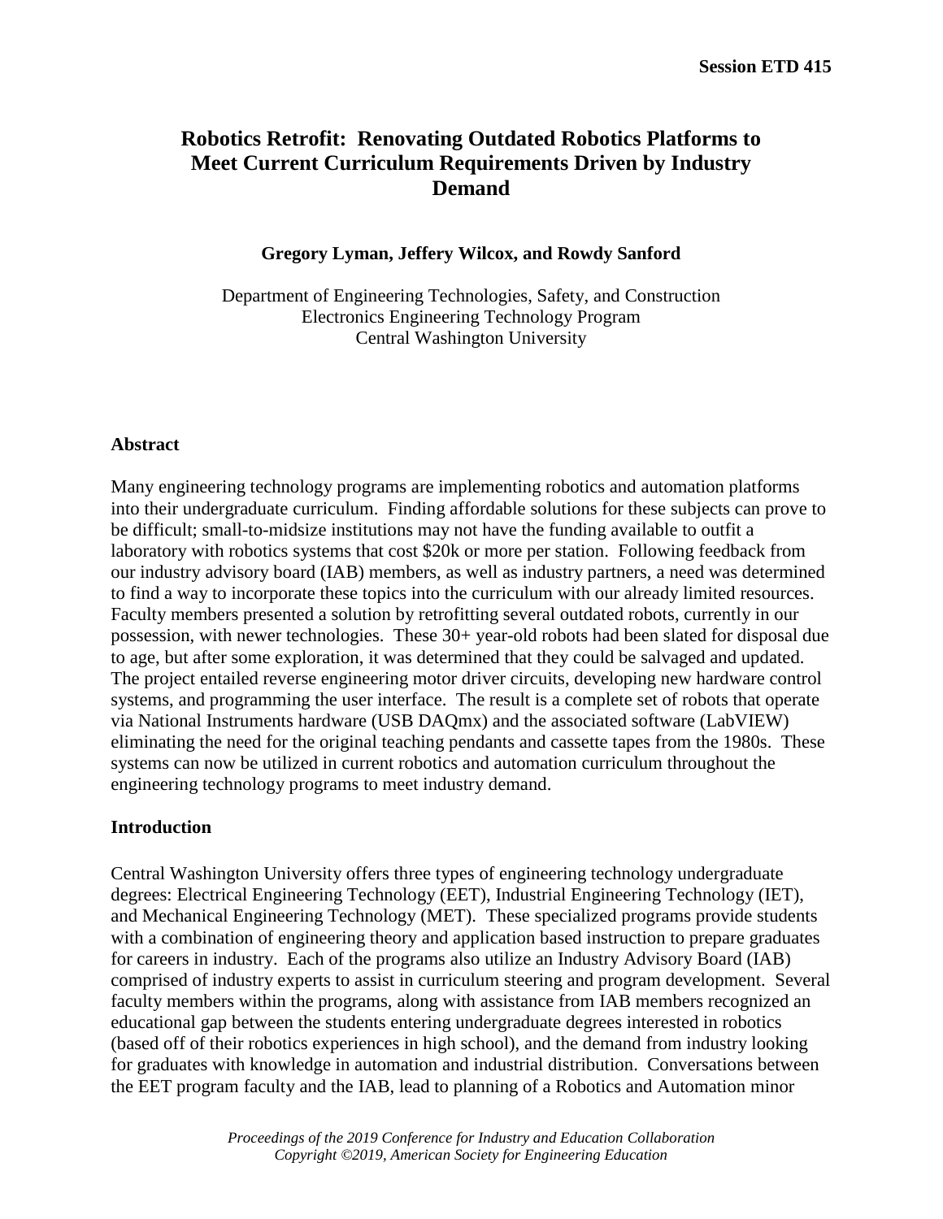# Robotics Retrofit: Renovating Outdated Robotics Platforms to Meet Current Curriculum Requirements Driven by Industry Demand

**Gregory Lyman, Jeffery Wilcox, and Rowdy Sanford**

Department of Engineering Technologies, Safety, and Construction
Electronics Engineering Technology Program
Central Washington University

## Abstract

Many engineering technology programs are implementing robotics and automation platforms into their undergraduate curriculum. Finding affordable solutions for these subjects can prove to be difficult; small-to-midsize institutions may not have the funding available to outfit a laboratory with robotics systems that cost $20k or more per station. Following feedback from our industry advisory board (IAB) members, as well as industry partners, a need was determined to find a way to incorporate these topics into the curriculum with our already limited resources. Faculty members presented a solution by retrofitting several outdated robots, currently in our possession, with newer technologies. These 30+ year-old robots had been slated for disposal due to age, but after some exploration, it was determined that they could be salvaged and updated. The project entailed reverse engineering motor driver circuits, developing new hardware control systems, and programming the user interface. The result is a complete set of robots that operate via National Instruments hardware (USB DAQmx) and the associated software (LabVIEW) eliminating the need for the original teaching pendants and cassette tapes from the 1980s. These systems can now be utilized in current robotics and automation curriculum throughout the engineering technology programs to meet industry demand.

## Introduction

Central Washington University offers three types of engineering technology undergraduate degrees: Electrical Engineering Technology (EET), Industrial Engineering Technology (IET), and Mechanical Engineering Technology (MET). These specialized programs provide students with a combination of engineering theory and application based instruction to prepare graduates for careers in industry. Each of the programs also utilize an Industry Advisory Board (IAB) comprised of industry experts to assist in curriculum steering and program development. Several faculty members within the programs, along with assistance from IAB members recognized an educational gap between the students entering undergraduate degrees interested in robotics (based off of their robotics experiences in high school), and the demand from industry looking for graduates with knowledge in automation and industrial distribution. Conversations between the EET program faculty and the IAB, lead to planning of a Robotics and Automation minor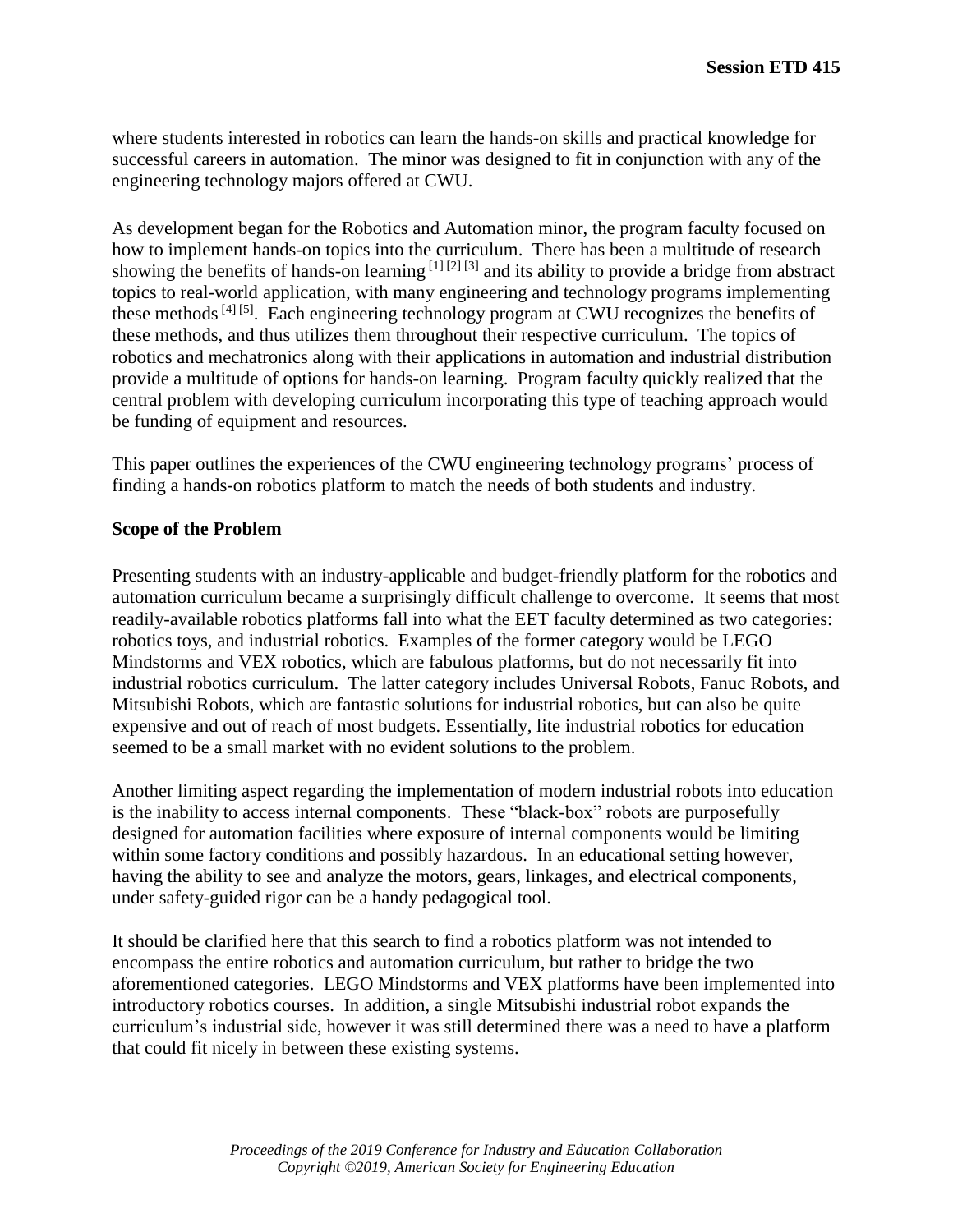where students interested in robotics can learn the hands-on skills and practical knowledge for successful careers in automation. The minor was designed to fit in conjunction with any of the engineering technology majors offered at CWU.

As development began for the Robotics and Automation minor, the program faculty focused on how to implement hands-on topics into the curriculum. There has been a multitude of research showing the benefits of hands-on learning [1] [2] [3] and its ability to provide a bridge from abstract topics to real-world application, with many engineering and technology programs implementing these methods [4] [5]. Each engineering technology program at CWU recognizes the benefits of these methods, and thus utilizes them throughout their respective curriculum. The topics of robotics and mechatronics along with their applications in automation and industrial distribution provide a multitude of options for hands-on learning. Program faculty quickly realized that the central problem with developing curriculum incorporating this type of teaching approach would be funding of equipment and resources.

This paper outlines the experiences of the CWU engineering technology programs' process of finding a hands-on robotics platform to match the needs of both students and industry.

**Scope of the Problem**

Presenting students with an industry-applicable and budget-friendly platform for the robotics and automation curriculum became a surprisingly difficult challenge to overcome. It seems that most readily-available robotics platforms fall into what the EET faculty determined as two categories: robotics toys, and industrial robotics. Examples of the former category would be LEGO Mindstorms and VEX robotics, which are fabulous platforms, but do not necessarily fit into industrial robotics curriculum. The latter category includes Universal Robots, Fanuc Robots, and Mitsubishi Robots, which are fantastic solutions for industrial robotics, but can also be quite expensive and out of reach of most budgets. Essentially, lite industrial robotics for education seemed to be a small market with no evident solutions to the problem.

Another limiting aspect regarding the implementation of modern industrial robots into education is the inability to access internal components. These "black-box" robots are purposefully designed for automation facilities where exposure of internal components would be limiting within some factory conditions and possibly hazardous. In an educational setting however, having the ability to see and analyze the motors, gears, linkages, and electrical components, under safety-guided rigor can be a handy pedagogical tool.

It should be clarified here that this search to find a robotics platform was not intended to encompass the entire robotics and automation curriculum, but rather to bridge the two aforementioned categories. LEGO Mindstorms and VEX platforms have been implemented into introductory robotics courses. In addition, a single Mitsubishi industrial robot expands the curriculum's industrial side, however it was still determined there was a need to have a platform that could fit nicely in between these existing systems.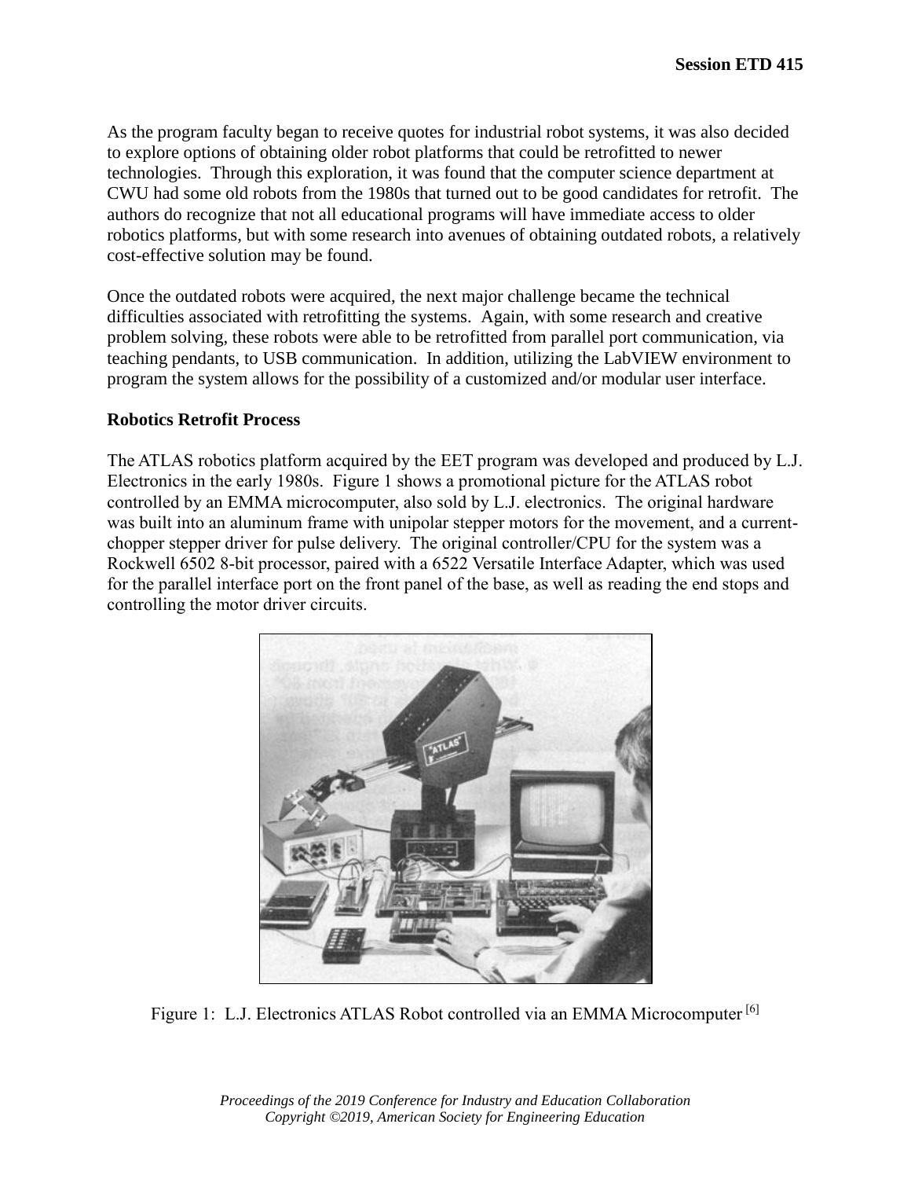As the program faculty began to receive quotes for industrial robot systems, it was also decided to explore options of obtaining older robot platforms that could be retrofitted to newer technologies. Through this exploration, it was found that the computer science department at CWU had some old robots from the 1980s that turned out to be good candidates for retrofit. The authors do recognize that not all educational programs will have immediate access to older robotics platforms, but with some research into avenues of obtaining outdated robots, a relatively cost-effective solution may be found.

Once the outdated robots were acquired, the next major challenge became the technical difficulties associated with retrofitting the systems. Again, with some research and creative problem solving, these robots were able to be retrofitted from parallel port communication, via teaching pendants, to USB communication. In addition, utilizing the LabVIEW environment to program the system allows for the possibility of a customized and/or modular user interface.

**Robotics Retrofit Process**

The ATLAS robotics platform acquired by the EET program was developed and produced by L.J. Electronics in the early 1980s. Figure 1 shows a promotional picture for the ATLAS robot controlled by an EMMA microcomputer, also sold by L.J. electronics. The original hardware was built into an aluminum frame with unipolar stepper motors for the movement, and a current-chopper stepper driver for pulse delivery. The original controller/CPU for the system was a Rockwell 6502 8-bit processor, paired with a 6522 Versatile Interface Adapter, which was used for the parallel interface port on the front panel of the base, as well as reading the end stops and controlling the motor driver circuits.

Figure 1: L.J. Electronics ATLAS Robot controlled via an EMMA Microcomputer [6]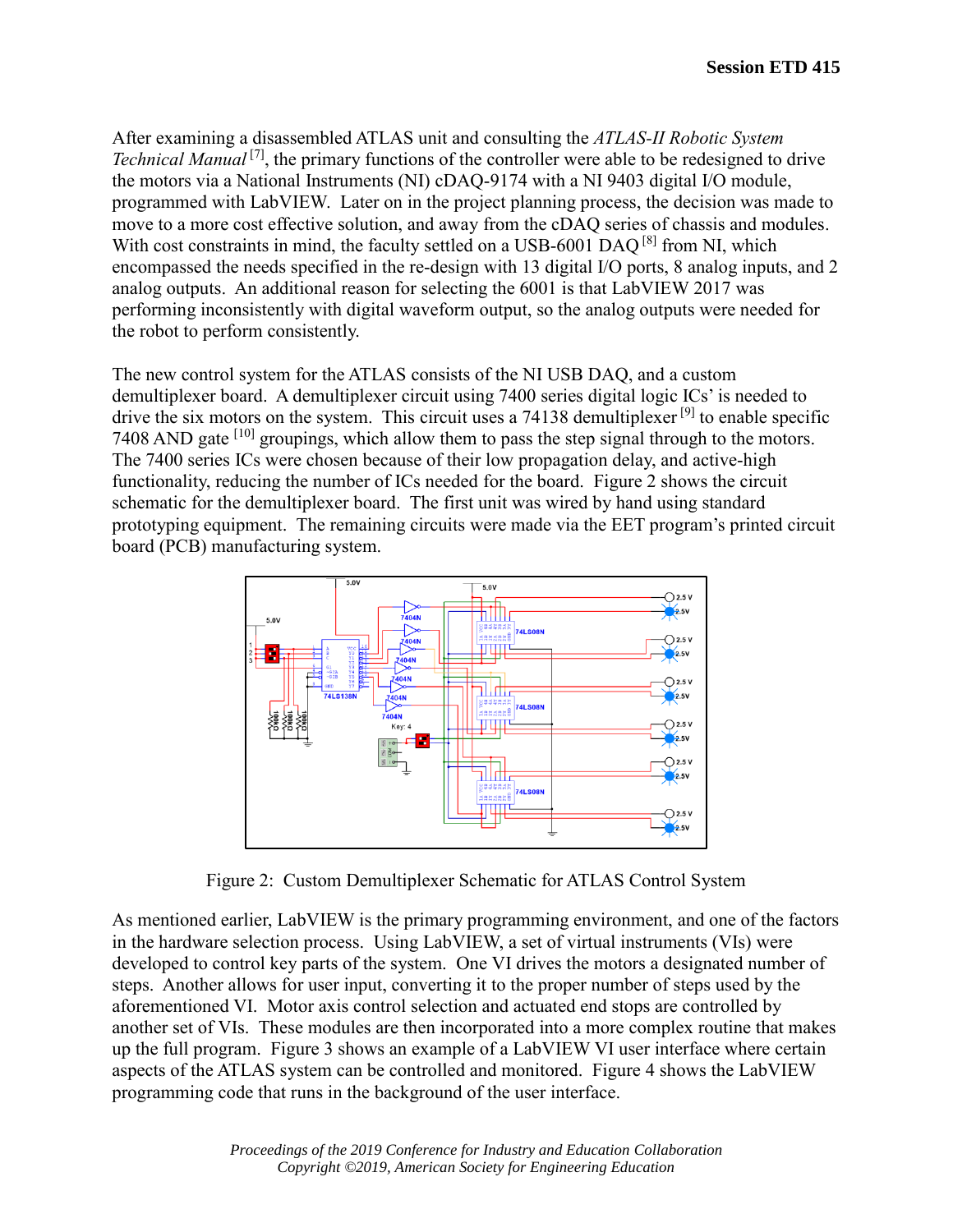After examining a disassembled ATLAS unit and consulting the *ATLAS-II Robotic System Technical Manual* [7], the primary functions of the controller were able to be redesigned to drive the motors via a National Instruments (NI) cDAQ-9174 with a NI 9403 digital I/O module, programmed with LabVIEW. Later on in the project planning process, the decision was made to move to a more cost effective solution, and away from the cDAQ series of chassis and modules. With cost constraints in mind, the faculty settled on a USB-6001 DAQ [8] from NI, which encompassed the needs specified in the re-design with 13 digital I/O ports, 8 analog inputs, and 2 analog outputs. An additional reason for selecting the 6001 is that LabVIEW 2017 was performing inconsistently with digital waveform output, so the analog outputs were needed for the robot to perform consistently.

The new control system for the ATLAS consists of the NI USB DAQ, and a custom demultiplexer board. A demultiplexer circuit using 7400 series digital logic ICs' is needed to drive the six motors on the system. This circuit uses a 74138 demultiplexer [9] to enable specific 7408 AND gate [10] groupings, which allow them to pass the step signal through to the motors. The 7400 series ICs were chosen because of their low propagation delay, and active-high functionality, reducing the number of ICs needed for the board. Figure 2 shows the circuit schematic for the demultiplexer board. The first unit was wired by hand using standard prototyping equipment. The remaining circuits were made via the EET program's printed circuit board (PCB) manufacturing system.

Figure 2: Custom Demultiplexer Schematic for ATLAS Control System

As mentioned earlier, LabVIEW is the primary programming environment, and one of the factors in the hardware selection process. Using LabVIEW, a set of virtual instruments (VIs) were developed to control key parts of the system. One VI drives the motors a designated number of steps. Another allows for user input, converting it to the proper number of steps used by the aforementioned VI. Motor axis control selection and actuated end stops are controlled by another set of VIs. These modules are then incorporated into a more complex routine that makes up the full program. Figure 3 shows an example of a LabVIEW VI user interface where certain aspects of the ATLAS system can be controlled and monitored. Figure 4 shows the LabVIEW programming code that runs in the background of the user interface.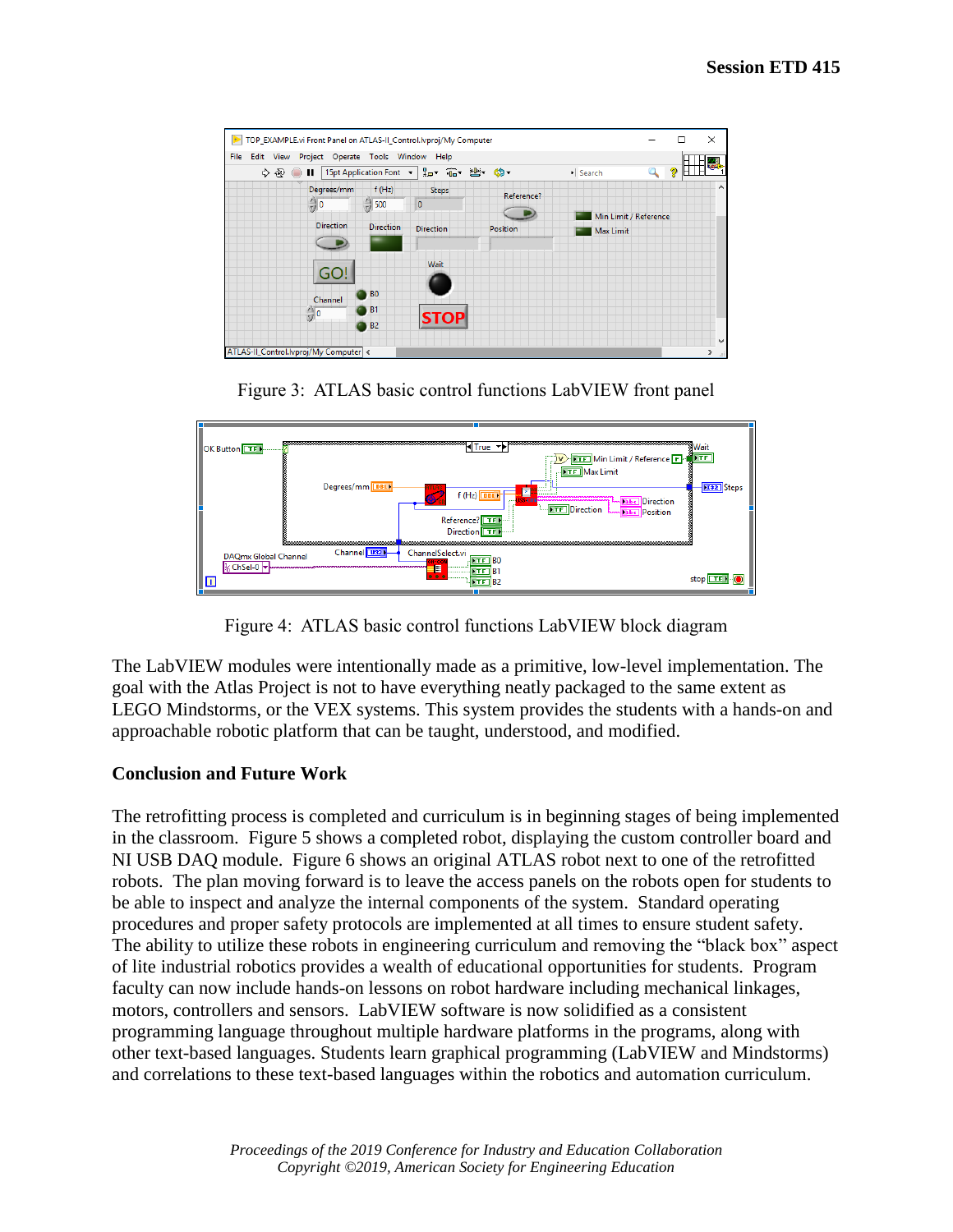Figure 3: ATLAS basic control functions LabVIEW front panel

Figure 4: ATLAS basic control functions LabVIEW block diagram

The LabVIEW modules were intentionally made as a primitive, low-level implementation. The goal with the Atlas Project is not to have everything neatly packaged to the same extent as LEGO Mindstorms, or the VEX systems. This system provides the students with a hands-on and approachable robotic platform that can be taught, understood, and modified.

## Conclusion and Future Work

The retrofitting process is completed and curriculum is in beginning stages of being implemented in the classroom. Figure 5 shows a completed robot, displaying the custom controller board and NI USB DAQ module. Figure 6 shows an original ATLAS robot next to one of the retrofitted robots. The plan moving forward is to leave the access panels on the robots open for students to be able to inspect and analyze the internal components of the system. Standard operating procedures and proper safety protocols are implemented at all times to ensure student safety. The ability to utilize these robots in engineering curriculum and removing the "black box" aspect of lite industrial robotics provides a wealth of educational opportunities for students. Program faculty can now include hands-on lessons on robot hardware including mechanical linkages, motors, controllers and sensors. LabVIEW software is now solidified as a consistent programming language throughout multiple hardware platforms in the programs, along with other text-based languages. Students learn graphical programming (LabVIEW and Mindstorms) and correlations to these text-based languages within the robotics and automation curriculum.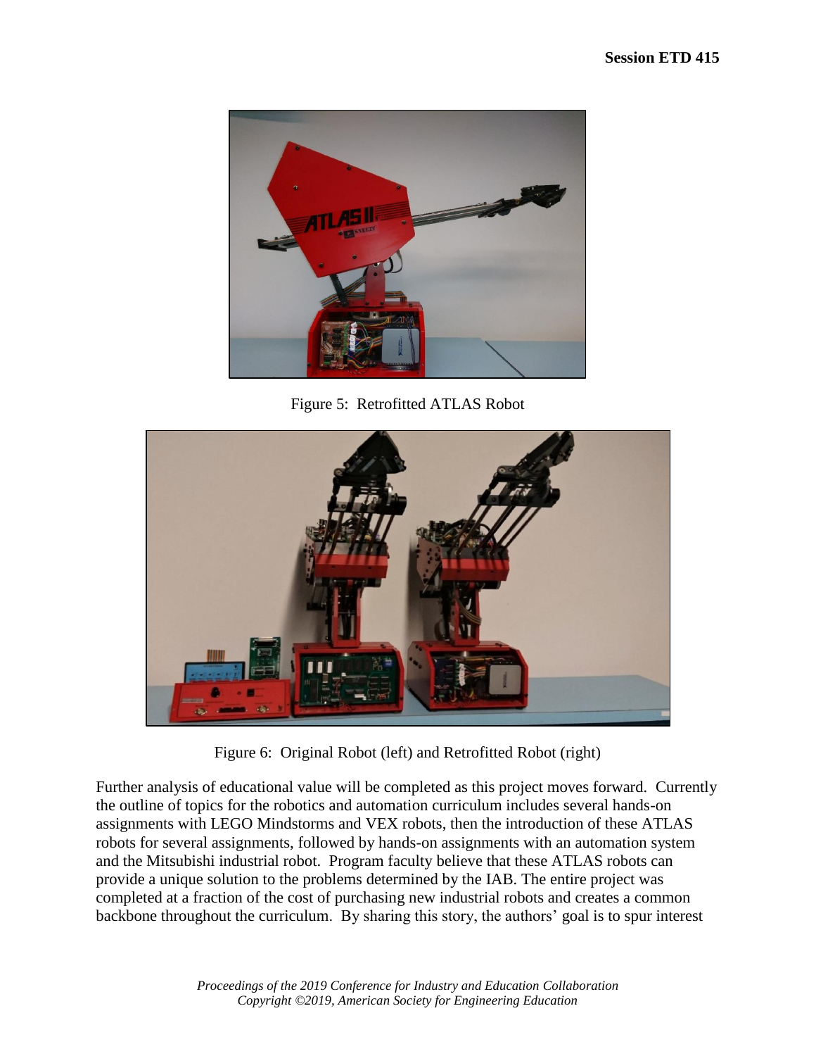Figure 5: Retrofitted ATLAS Robot

Figure 6: Original Robot (left) and Retrofitted Robot (right)

Further analysis of educational value will be completed as this project moves forward. Currently the outline of topics for the robotics and automation curriculum includes several hands-on assignments with LEGO Mindstorms and VEX robots, then the introduction of these ATLAS robots for several assignments, followed by hands-on assignments with an automation system and the Mitsubishi industrial robot. Program faculty believe that these ATLAS robots can provide a unique solution to the problems determined by the IAB. The entire project was completed at a fraction of the cost of purchasing new industrial robots and creates a common backbone throughout the curriculum. By sharing this story, the authors' goal is to spur interest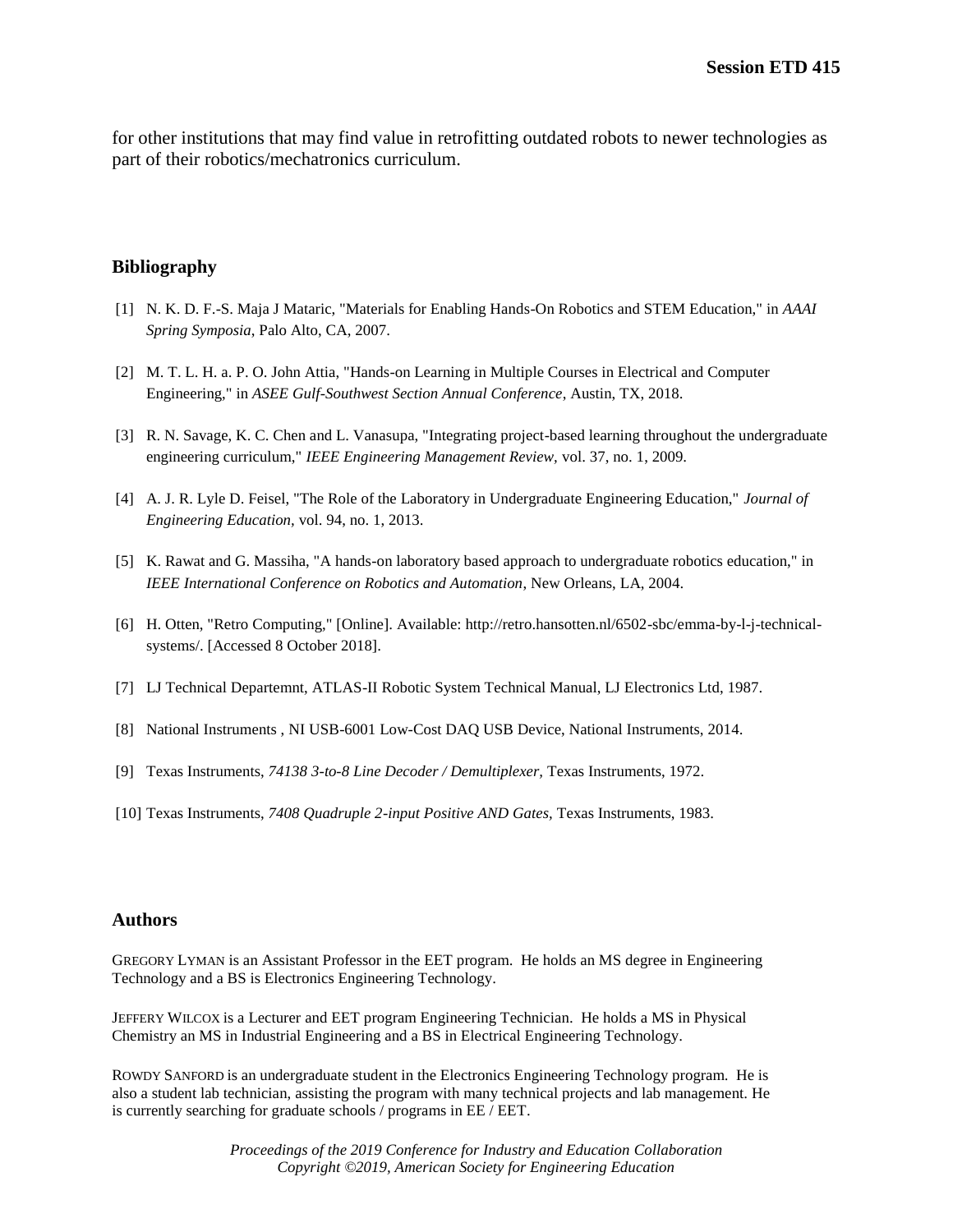for other institutions that may find value in retrofitting outdated robots to newer technologies as part of their robotics/mechatronics curriculum.

## Bibliography

[1] N. K. D. F.-S. Maja J Mataric, "Materials for Enabling Hands-On Robotics and STEM Education," in *AAAI Spring Symposia*, Palo Alto, CA, 2007.

[2] M. T. L. H. a. P. O. John Attia, "Hands-on Learning in Multiple Courses in Electrical and Computer Engineering," in *ASEE Gulf-Southwest Section Annual Conference*, Austin, TX, 2018.

[3] R. N. Savage, K. C. Chen and L. Vanasupa, "Integrating project-based learning throughout the undergraduate engineering curriculum," *IEEE Engineering Management Review,* vol. 37, no. 1, 2009.

[4] A. J. R. Lyle D. Feisel, "The Role of the Laboratory in Undergraduate Engineering Education," *Journal of Engineering Education,* vol. 94, no. 1, 2013.

[5] K. Rawat and G. Massiha, "A hands-on laboratory based approach to undergraduate robotics education," in *IEEE International Conference on Robotics and Automation*, New Orleans, LA, 2004.

[6] H. Otten, "Retro Computing," [Online]. Available: http://retro.hansotten.nl/6502-sbc/emma-by-l-j-technical-systems/. [Accessed 8 October 2018].

[7] LJ Technical Departemnt, ATLAS-II Robotic System Technical Manual, LJ Electronics Ltd, 1987.

[8] National Instruments , NI USB-6001 Low-Cost DAQ USB Device, National Instruments, 2014.

[9] Texas Instruments, *74138 3-to-8 Line Decoder / Demultiplexer,* Texas Instruments, 1972.

[10] Texas Instruments, *7408 Quadruple 2-input Positive AND Gates,* Texas Instruments, 1983.

## Authors

GREGORY LYMAN is an Assistant Professor in the EET program. He holds an MS degree in Engineering Technology and a BS is Electronics Engineering Technology.

JEFFERY WILCOX is a Lecturer and EET program Engineering Technician. He holds a MS in Physical Chemistry an MS in Industrial Engineering and a BS in Electrical Engineering Technology.

ROWDY SANFORD is an undergraduate student in the Electronics Engineering Technology program. He is also a student lab technician, assisting the program with many technical projects and lab management. He is currently searching for graduate schools / programs in EE / EET.